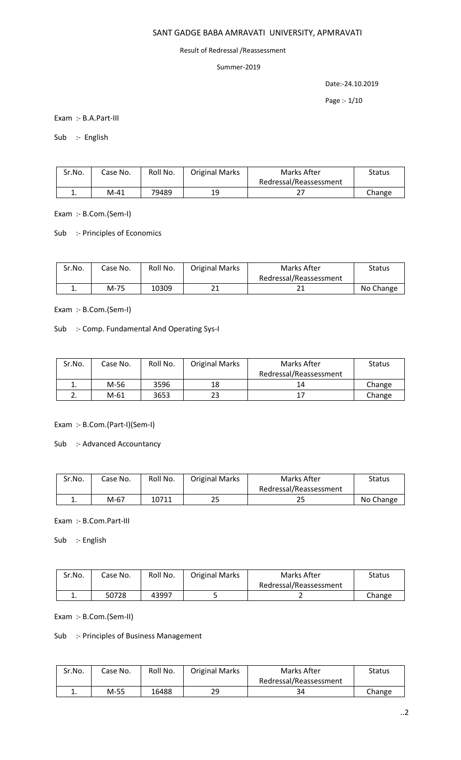# SANT GADGE BABA AMRAVATI UNIVERSITY, APMRAVATI

Result of Redressal /Reassessment

Summer-2019

Date:-24.10.2019

Exam :- B.A.Part-III

Sub :- English

| Sr.No. | Case No. | Roll No. | Original Marks | Marks After Redressal/Reassessment | Status |
|---|---|---|---|---|---|
| 1. | M-41 | 79489 | 19 | 27 | Change |

Exam :- B.Com.(Sem-I)

Sub :- Principles of Economics

| Sr.No. | Case No. | Roll No. | Original Marks | Marks After Redressal/Reassessment | Status |
|---|---|---|---|---|---|
| 1. | M-75 | 10309 | 21 | 21 | No Change |

Exam :- B.Com.(Sem-I)

Sub :- Comp. Fundamental And Operating Sys-I

| Sr.No. | Case No. | Roll No. | Original Marks | Marks After Redressal/Reassessment | Status |
|---|---|---|---|---|---|
| 1. | M-56 | 3596 | 18 | 14 | Change |
| 2. | M-61 | 3653 | 23 | 17 | Change |

Exam :- B.Com.(Part-I)(Sem-I)

Sub :- Advanced Accountancy

| Sr.No. | Case No. | Roll No. | Original Marks | Marks After Redressal/Reassessment | Status |
|---|---|---|---|---|---|
| 1. | M-67 | 10711 | 25 | 25 | No Change |

Exam :- B.Com.Part-III

Sub :- English

| Sr.No. | Case No. | Roll No. | Original Marks | Marks After Redressal/Reassessment | Status |
|---|---|---|---|---|---|
| 1. | 50728 | 43997 | 5 | 2 | Change |

Exam :- B.Com.(Sem-II)

Sub :- Principles of Business Management

| Sr.No. | Case No. | Roll No. | Original Marks | Marks After Redressal/Reassessment | Status |
|---|---|---|---|---|---|
| 1. | M-55 | 16488 | 29 | 34 | Change |

..2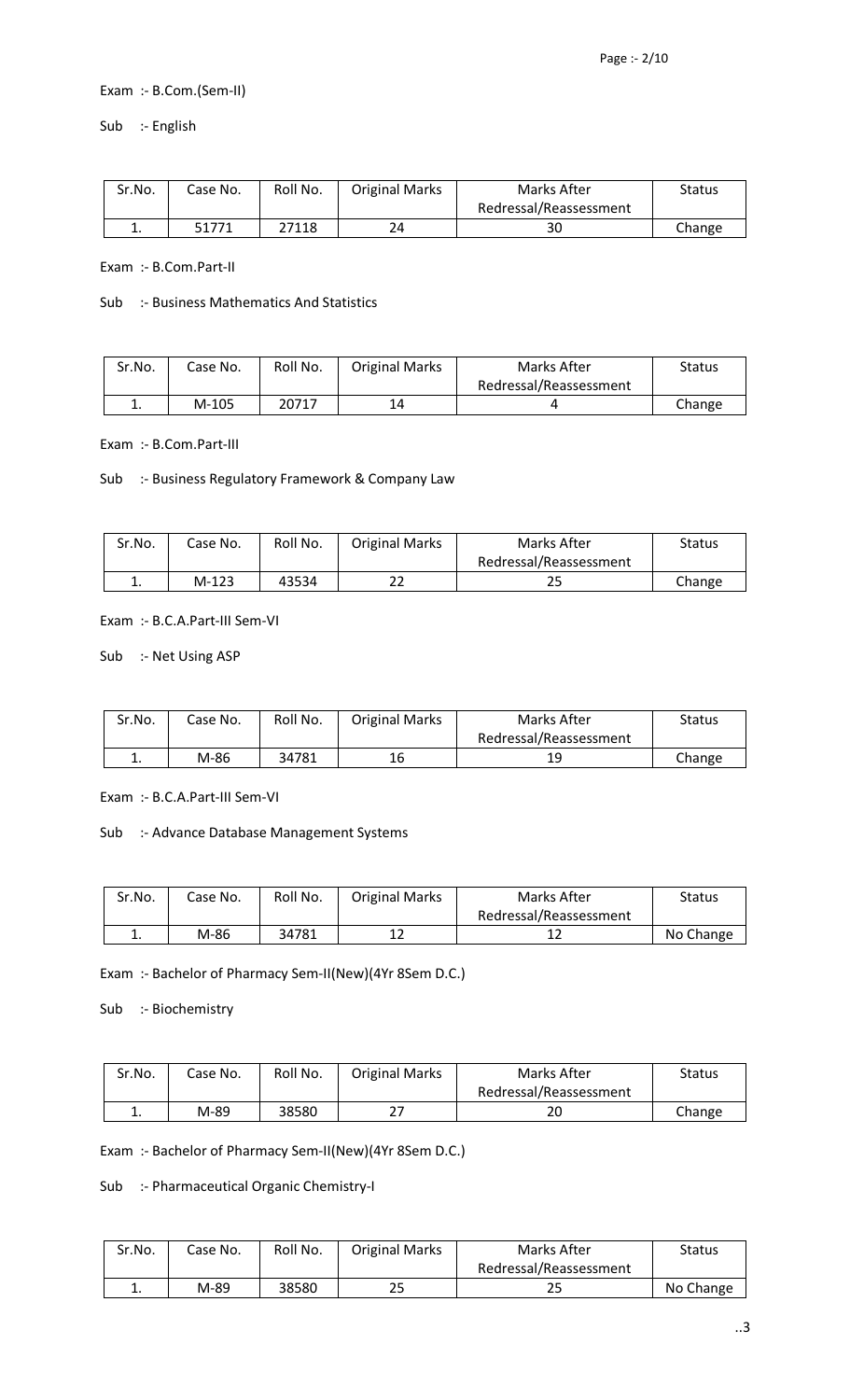Exam :- B.Com.(Sem-II)

Sub :- English

| Sr.No. | Case No. | Roll No. | Original Marks | Marks After Redressal/Reassessment | Status |
|---|---|---|---|---|---|
| 1. | 51771 | 27118 | 24 | 30 | Change |

Exam :- B.Com.Part-II

Sub :- Business Mathematics And Statistics

| Sr.No. | Case No. | Roll No. | Original Marks | Marks After Redressal/Reassessment | Status |
|---|---|---|---|---|---|
| 1. | M-105 | 20717 | 14 | 4 | Change |

Exam :- B.Com.Part-III

Sub :- Business Regulatory Framework & Company Law

| Sr.No. | Case No. | Roll No. | Original Marks | Marks After Redressal/Reassessment | Status |
|---|---|---|---|---|---|
| 1. | M-123 | 43534 | 22 | 25 | Change |

Exam :- B.C.A.Part-III Sem-VI

Sub :- Net Using ASP

| Sr.No. | Case No. | Roll No. | Original Marks | Marks After Redressal/Reassessment | Status |
|---|---|---|---|---|---|
| 1. | M-86 | 34781 | 16 | 19 | Change |

Exam :- B.C.A.Part-III Sem-VI

Sub :- Advance Database Management Systems

| Sr.No. | Case No. | Roll No. | Original Marks | Marks After Redressal/Reassessment | Status |
|---|---|---|---|---|---|
| 1. | M-86 | 34781 | 12 | 12 | No Change |

Exam :- Bachelor of Pharmacy Sem-II(New)(4Yr 8Sem D.C.)

Sub :- Biochemistry

| Sr.No. | Case No. | Roll No. | Original Marks | Marks After Redressal/Reassessment | Status |
|---|---|---|---|---|---|
| 1. | M-89 | 38580 | 27 | 20 | Change |

Exam :- Bachelor of Pharmacy Sem-II(New)(4Yr 8Sem D.C.)

Sub :- Pharmaceutical Organic Chemistry-I

| Sr.No. | Case No. | Roll No. | Original Marks | Marks After Redressal/Reassessment | Status |
|---|---|---|---|---|---|
| 1. | M-89 | 38580 | 25 | 25 | No Change |

..3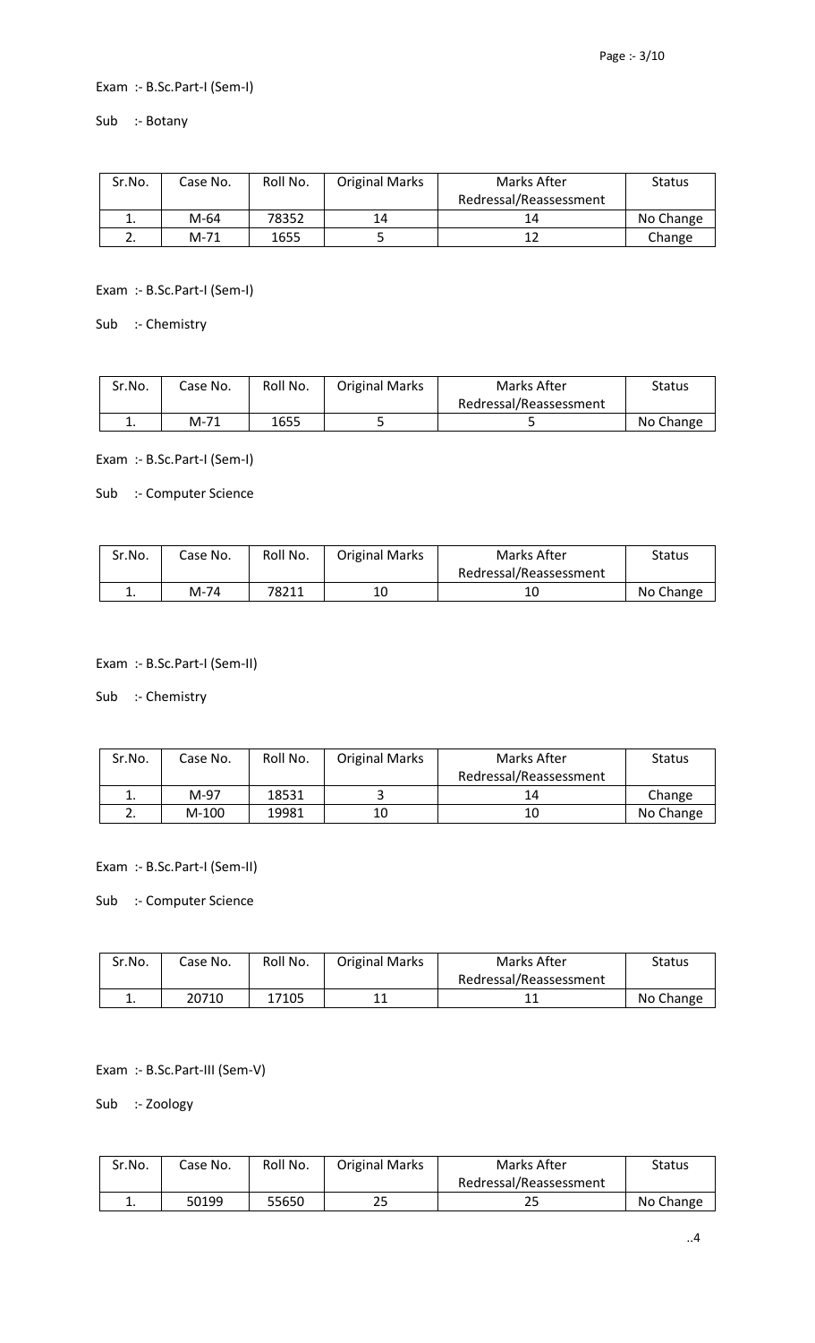Exam :- B.Sc.Part-I (Sem-I)

Sub :- Botany

| Sr.No. | Case No. | Roll No. | Original Marks | Marks After Redressal/Reassessment | Status |
|---|---|---|---|---|---|
| 1. | M-64 | 78352 | 14 | 14 | No Change |
| 2. | M-71 | 1655 | 5 | 12 | Change |

Exam :- B.Sc.Part-I (Sem-I)

Sub :- Chemistry

| Sr.No. | Case No. | Roll No. | Original Marks | Marks After Redressal/Reassessment | Status |
|---|---|---|---|---|---|
| 1. | M-71 | 1655 | 5 | 5 | No Change |

Exam :- B.Sc.Part-I (Sem-I)

Sub :- Computer Science

| Sr.No. | Case No. | Roll No. | Original Marks | Marks After Redressal/Reassessment | Status |
|---|---|---|---|---|---|
| 1. | M-74 | 78211 | 10 | 10 | No Change |

Exam :- B.Sc.Part-I (Sem-II)

Sub :- Chemistry

| Sr.No. | Case No. | Roll No. | Original Marks | Marks After Redressal/Reassessment | Status |
|---|---|---|---|---|---|
| 1. | M-97 | 18531 | 3 | 14 | Change |
| 2. | M-100 | 19981 | 10 | 10 | No Change |

Exam :- B.Sc.Part-I (Sem-II)

Sub :- Computer Science

| Sr.No. | Case No. | Roll No. | Original Marks | Marks After Redressal/Reassessment | Status |
|---|---|---|---|---|---|
| 1. | 20710 | 17105 | 11 | 11 | No Change |

Exam :- B.Sc.Part-III (Sem-V)

Sub :- Zoology

| Sr.No. | Case No. | Roll No. | Original Marks | Marks After Redressal/Reassessment | Status |
|---|---|---|---|---|---|
| 1. | 50199 | 55650 | 25 | 25 | No Change |

..4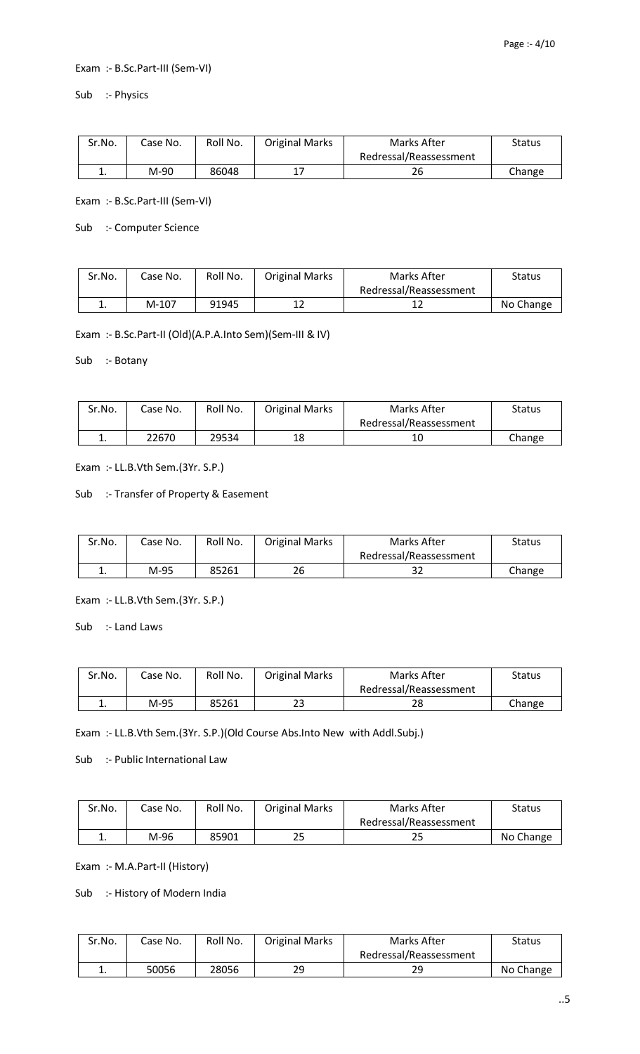Exam :- B.Sc.Part-III (Sem-VI)

Sub :- Physics

| Sr.No. | Case No. | Roll No. | Original Marks | Marks After Redressal/Reassessment | Status |
|---|---|---|---|---|---|
| 1. | M-90 | 86048 | 17 | 26 | Change |

Exam :- B.Sc.Part-III (Sem-VI)

Sub :- Computer Science

| Sr.No. | Case No. | Roll No. | Original Marks | Marks After Redressal/Reassessment | Status |
|---|---|---|---|---|---|
| 1. | M-107 | 91945 | 12 | 12 | No Change |

Exam :- B.Sc.Part-II (Old)(A.P.A.Into Sem)(Sem-III & IV)

Sub :- Botany

| Sr.No. | Case No. | Roll No. | Original Marks | Marks After Redressal/Reassessment | Status |
|---|---|---|---|---|---|
| 1. | 22670 | 29534 | 18 | 10 | Change |

Exam :- LL.B.Vth Sem.(3Yr. S.P.)

Sub :- Transfer of Property & Easement

| Sr.No. | Case No. | Roll No. | Original Marks | Marks After Redressal/Reassessment | Status |
|---|---|---|---|---|---|
| 1. | M-95 | 85261 | 26 | 32 | Change |

Exam :- LL.B.Vth Sem.(3Yr. S.P.)

Sub :- Land Laws

| Sr.No. | Case No. | Roll No. | Original Marks | Marks After Redressal/Reassessment | Status |
|---|---|---|---|---|---|
| 1. | M-95 | 85261 | 23 | 28 | Change |

Exam :- LL.B.Vth Sem.(3Yr. S.P.)(Old Course Abs.Into New with Addl.Subj.)

Sub :- Public International Law

| Sr.No. | Case No. | Roll No. | Original Marks | Marks After Redressal/Reassessment | Status |
|---|---|---|---|---|---|
| 1. | M-96 | 85901 | 25 | 25 | No Change |

Exam :- M.A.Part-II (History)

Sub :- History of Modern India

| Sr.No. | Case No. | Roll No. | Original Marks | Marks After Redressal/Reassessment | Status |
|---|---|---|---|---|---|
| 1. | 50056 | 28056 | 29 | 29 | No Change |

..5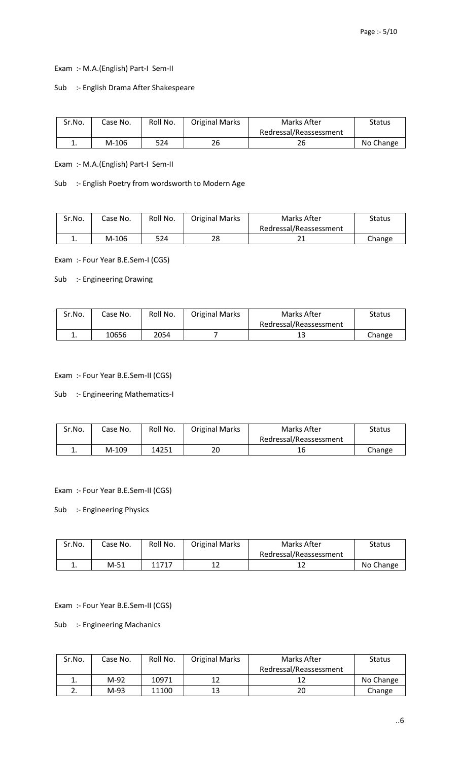Exam :- M.A.(English) Part-I Sem-II

Sub :- English Drama After Shakespeare

| Sr.No. | Case No. | Roll No. | Original Marks | Marks After Redressal/Reassessment | Status |
|---|---|---|---|---|---|
| 1. | M-106 | 524 | 26 | 26 | No Change |

Exam :- M.A.(English) Part-I Sem-II

Sub :- English Poetry from wordsworth to Modern Age

| Sr.No. | Case No. | Roll No. | Original Marks | Marks After Redressal/Reassessment | Status |
|---|---|---|---|---|---|
| 1. | M-106 | 524 | 28 | 21 | Change |

Exam :- Four Year B.E.Sem-I (CGS)

Sub :- Engineering Drawing

| Sr.No. | Case No. | Roll No. | Original Marks | Marks After Redressal/Reassessment | Status |
|---|---|---|---|---|---|
| 1. | 10656 | 2054 | 7 | 13 | Change |

Exam :- Four Year B.E.Sem-II (CGS)

Sub :- Engineering Mathematics-I

| Sr.No. | Case No. | Roll No. | Original Marks | Marks After Redressal/Reassessment | Status |
|---|---|---|---|---|---|
| 1. | M-109 | 14251 | 20 | 16 | Change |

Exam :- Four Year B.E.Sem-II (CGS)

Sub :- Engineering Physics

| Sr.No. | Case No. | Roll No. | Original Marks | Marks After Redressal/Reassessment | Status |
|---|---|---|---|---|---|
| 1. | M-51 | 11717 | 12 | 12 | No Change |

Exam :- Four Year B.E.Sem-II (CGS)

Sub :- Engineering Machanics

| Sr.No. | Case No. | Roll No. | Original Marks | Marks After Redressal/Reassessment | Status |
|---|---|---|---|---|---|
| 1. | M-92 | 10971 | 12 | 12 | No Change |
| 2. | M-93 | 11100 | 13 | 20 | Change |

..6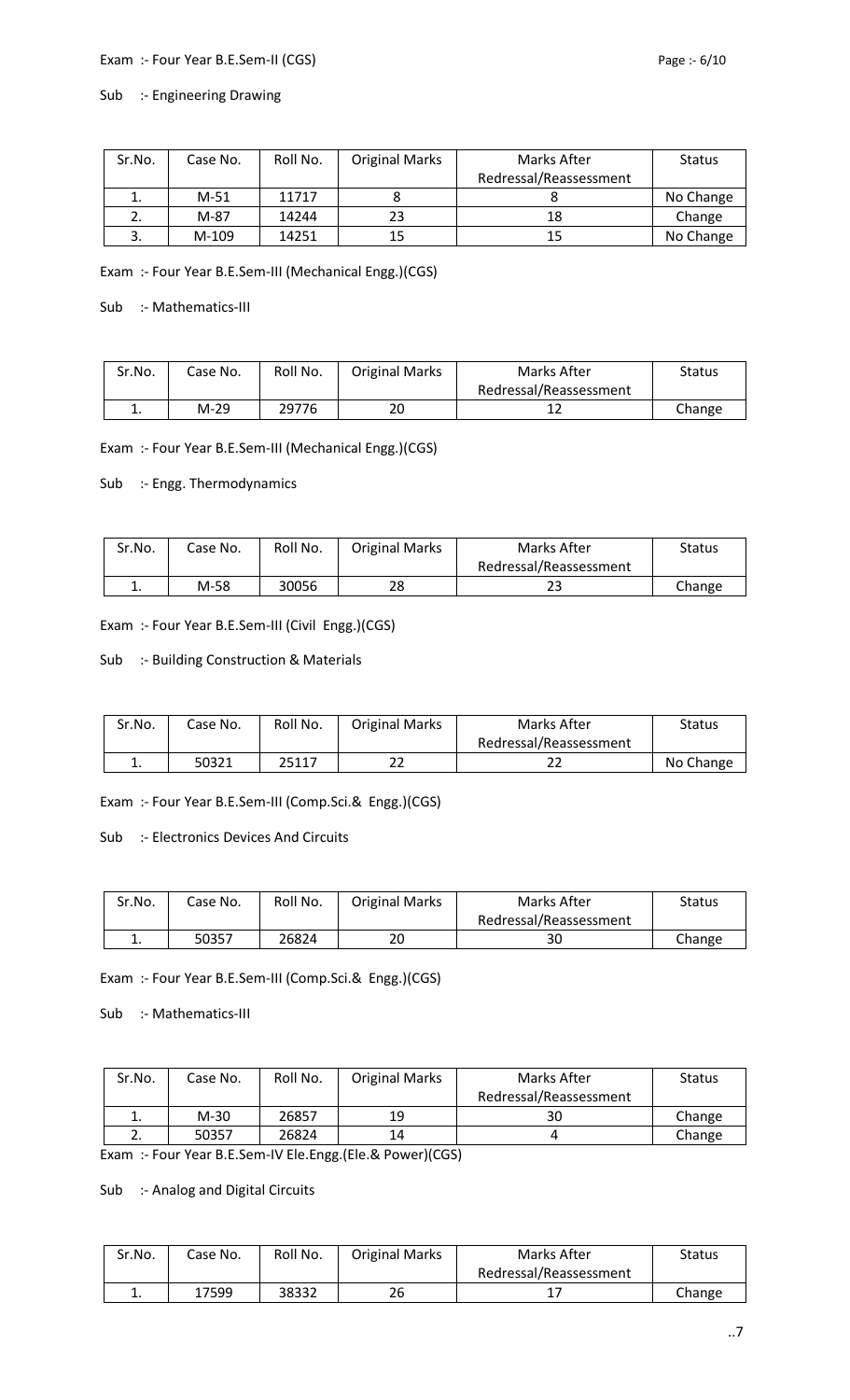Exam :- Four Year B.E.Sem-II (CGS)

Sub :- Engineering Drawing

| Sr.No. | Case No. | Roll No. | Original Marks | Marks After Redressal/Reassessment | Status |
|---|---|---|---|---|---|
| 1. | M-51 | 11717 | 8 | 8 | No Change |
| 2. | M-87 | 14244 | 23 | 18 | Change |
| 3. | M-109 | 14251 | 15 | 15 | No Change |

Exam :- Four Year B.E.Sem-III (Mechanical Engg.)(CGS)

Sub :- Mathematics-III

| Sr.No. | Case No. | Roll No. | Original Marks | Marks After Redressal/Reassessment | Status |
|---|---|---|---|---|---|
| 1. | M-29 | 29776 | 20 | 12 | Change |

Exam :- Four Year B.E.Sem-III (Mechanical Engg.)(CGS)

Sub :- Engg. Thermodynamics

| Sr.No. | Case No. | Roll No. | Original Marks | Marks After Redressal/Reassessment | Status |
|---|---|---|---|---|---|
| 1. | M-58 | 30056 | 28 | 23 | Change |

Exam :- Four Year B.E.Sem-III (Civil Engg.)(CGS)

Sub :- Building Construction & Materials

| Sr.No. | Case No. | Roll No. | Original Marks | Marks After Redressal/Reassessment | Status |
|---|---|---|---|---|---|
| 1. | 50321 | 25117 | 22 | 22 | No Change |

Exam :- Four Year B.E.Sem-III (Comp.Sci.& Engg.)(CGS)

Sub :- Electronics Devices And Circuits

| Sr.No. | Case No. | Roll No. | Original Marks | Marks After Redressal/Reassessment | Status |
|---|---|---|---|---|---|
| 1. | 50357 | 26824 | 20 | 30 | Change |

Exam :- Four Year B.E.Sem-III (Comp.Sci.& Engg.)(CGS)

Sub :- Mathematics-III

| Sr.No. | Case No. | Roll No. | Original Marks | Marks After Redressal/Reassessment | Status |
|---|---|---|---|---|---|
| 1. | M-30 | 26857 | 19 | 30 | Change |
| 2. | 50357 | 26824 | 14 | 4 | Change |

Exam :- Four Year B.E.Sem-IV Ele.Engg.(Ele.& Power)(CGS)

Sub :- Analog and Digital Circuits

| Sr.No. | Case No. | Roll No. | Original Marks | Marks After Redressal/Reassessment | Status |
|---|---|---|---|---|---|
| 1. | 17599 | 38332 | 26 | 17 | Change |

..7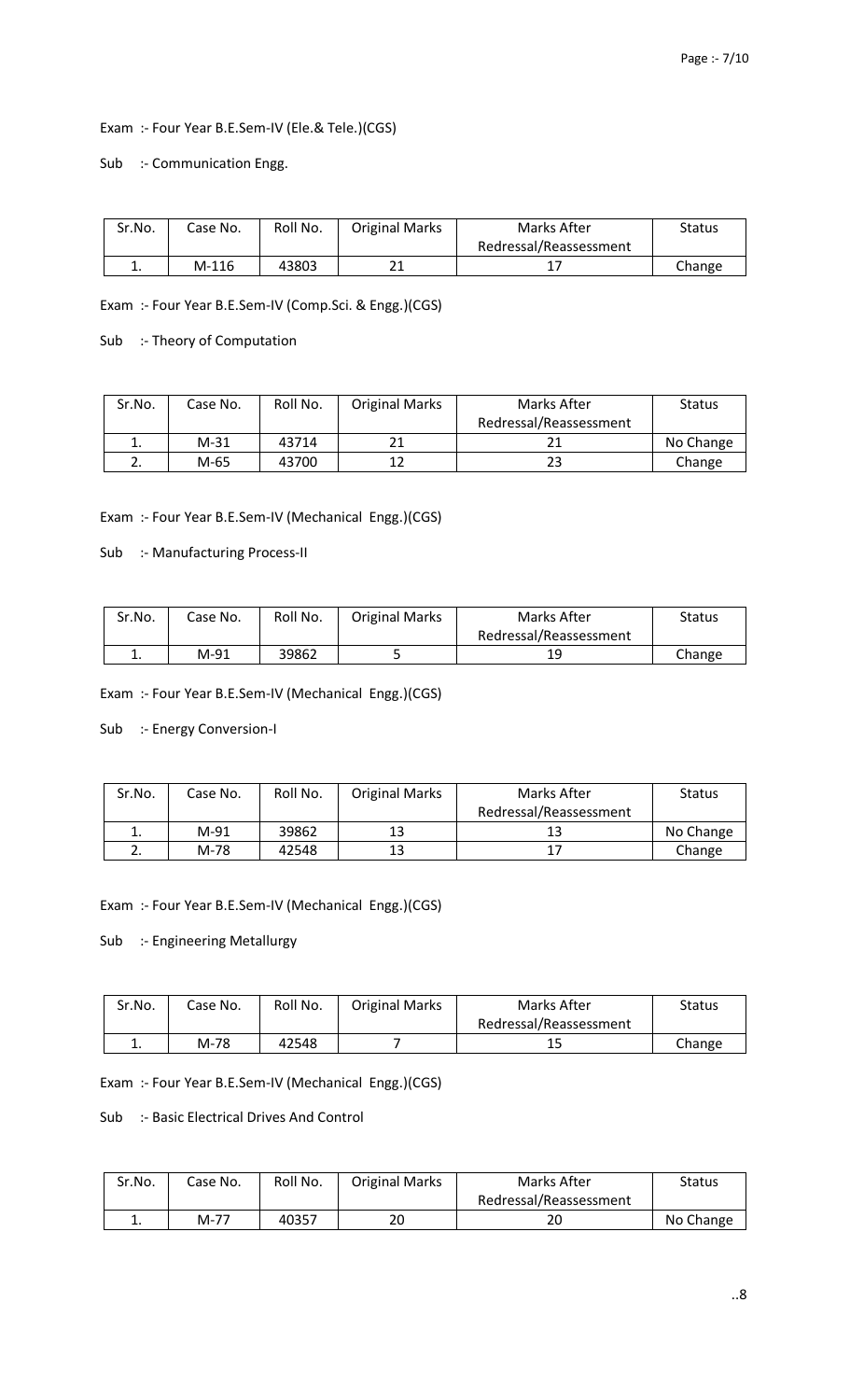Exam :- Four Year B.E.Sem-IV (Ele.& Tele.)(CGS)

Sub :- Communication Engg.

| Sr.No. | Case No. | Roll No. | Original Marks | Marks After Redressal/Reassessment | Status |
|---|---|---|---|---|---|
| 1. | M-116 | 43803 | 21 | 17 | Change |

Exam :- Four Year B.E.Sem-IV (Comp.Sci. & Engg.)(CGS)

Sub :- Theory of Computation

| Sr.No. | Case No. | Roll No. | Original Marks | Marks After Redressal/Reassessment | Status |
|---|---|---|---|---|---|
| 1. | M-31 | 43714 | 21 | 21 | No Change |
| 2. | M-65 | 43700 | 12 | 23 | Change |

Exam :- Four Year B.E.Sem-IV (Mechanical Engg.)(CGS)

Sub :- Manufacturing Process-II

| Sr.No. | Case No. | Roll No. | Original Marks | Marks After Redressal/Reassessment | Status |
|---|---|---|---|---|---|
| 1. | M-91 | 39862 | 5 | 19 | Change |

Exam :- Four Year B.E.Sem-IV (Mechanical Engg.)(CGS)

Sub :- Energy Conversion-I

| Sr.No. | Case No. | Roll No. | Original Marks | Marks After Redressal/Reassessment | Status |
|---|---|---|---|---|---|
| 1. | M-91 | 39862 | 13 | 13 | No Change |
| 2. | M-78 | 42548 | 13 | 17 | Change |

Exam :- Four Year B.E.Sem-IV (Mechanical Engg.)(CGS)

Sub :- Engineering Metallurgy

| Sr.No. | Case No. | Roll No. | Original Marks | Marks After Redressal/Reassessment | Status |
|---|---|---|---|---|---|
| 1. | M-78 | 42548 | 7 | 15 | Change |

Exam :- Four Year B.E.Sem-IV (Mechanical Engg.)(CGS)

Sub :- Basic Electrical Drives And Control

| Sr.No. | Case No. | Roll No. | Original Marks | Marks After Redressal/Reassessment | Status |
|---|---|---|---|---|---|
| 1. | M-77 | 40357 | 20 | 20 | No Change |

..8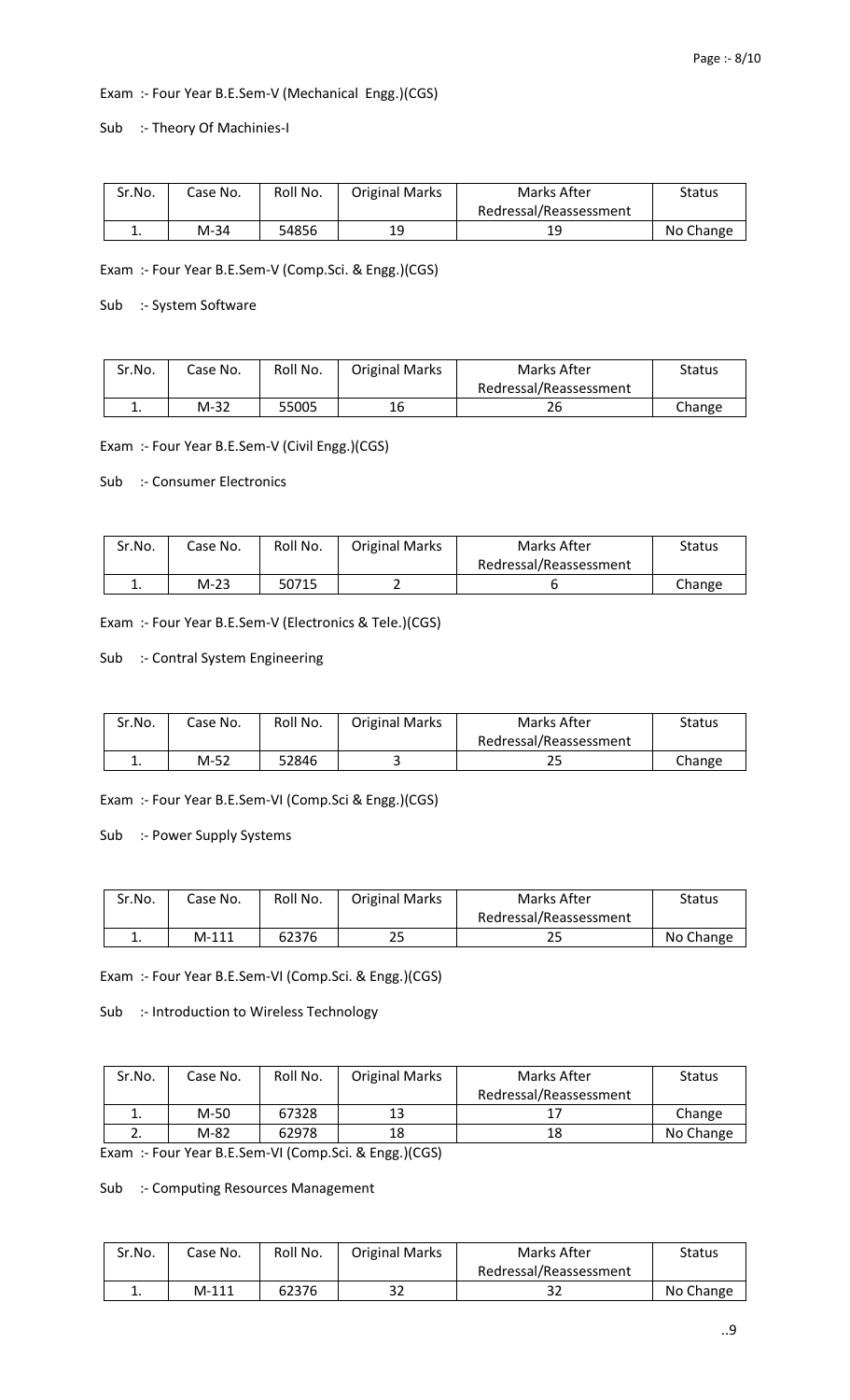Exam :- Four Year B.E.Sem-V (Mechanical Engg.)(CGS)

Sub :- Theory Of Machinies-I

| Sr.No. | Case No. | Roll No. | Original Marks | Marks After Redressal/Reassessment | Status |
|---|---|---|---|---|---|
| 1. | M-34 | 54856 | 19 | 19 | No Change |

Exam :- Four Year B.E.Sem-V (Comp.Sci. & Engg.)(CGS)

Sub :- System Software

| Sr.No. | Case No. | Roll No. | Original Marks | Marks After Redressal/Reassessment | Status |
|---|---|---|---|---|---|
| 1. | M-32 | 55005 | 16 | 26 | Change |

Exam :- Four Year B.E.Sem-V (Civil Engg.)(CGS)

Sub :- Consumer Electronics

| Sr.No. | Case No. | Roll No. | Original Marks | Marks After Redressal/Reassessment | Status |
|---|---|---|---|---|---|
| 1. | M-23 | 50715 | 2 | 6 | Change |

Exam :- Four Year B.E.Sem-V (Electronics & Tele.)(CGS)

Sub :- Contral System Engineering

| Sr.No. | Case No. | Roll No. | Original Marks | Marks After Redressal/Reassessment | Status |
|---|---|---|---|---|---|
| 1. | M-52 | 52846 | 3 | 25 | Change |

Exam :- Four Year B.E.Sem-VI (Comp.Sci & Engg.)(CGS)

Sub :- Power Supply Systems

| Sr.No. | Case No. | Roll No. | Original Marks | Marks After Redressal/Reassessment | Status |
|---|---|---|---|---|---|
| 1. | M-111 | 62376 | 25 | 25 | No Change |

Exam :- Four Year B.E.Sem-VI (Comp.Sci. & Engg.)(CGS)

Sub :- Introduction to Wireless Technology

| Sr.No. | Case No. | Roll No. | Original Marks | Marks After Redressal/Reassessment | Status |
|---|---|---|---|---|---|
| 1. | M-50 | 67328 | 13 | 17 | Change |
| 2. | M-82 | 62978 | 18 | 18 | No Change |

Exam :- Four Year B.E.Sem-VI (Comp.Sci. & Engg.)(CGS)

Sub :- Computing Resources Management

| Sr.No. | Case No. | Roll No. | Original Marks | Marks After Redressal/Reassessment | Status |
|---|---|---|---|---|---|
| 1. | M-111 | 62376 | 32 | 32 | No Change |

..9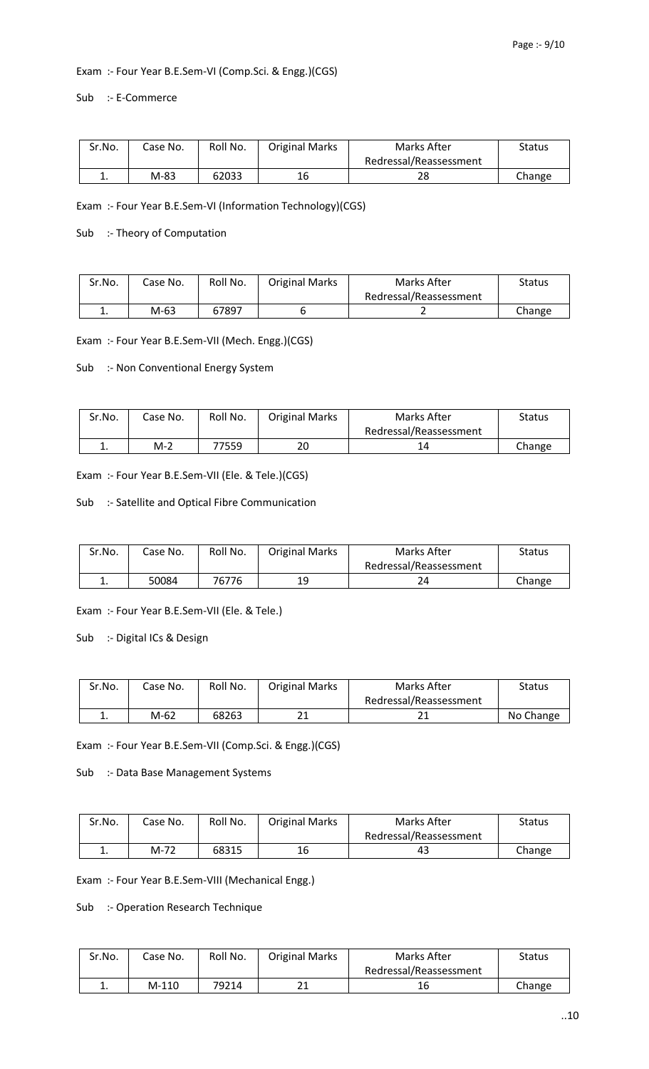Exam :- Four Year B.E.Sem-VI (Comp.Sci. & Engg.)(CGS)

Sub :- E-Commerce

| Sr.No. | Case No. | Roll No. | Original Marks | Marks After Redressal/Reassessment | Status |
|---|---|---|---|---|---|
| 1. | M-83 | 62033 | 16 | 28 | Change |

Exam :- Four Year B.E.Sem-VI (Information Technology)(CGS)

Sub :- Theory of Computation

| Sr.No. | Case No. | Roll No. | Original Marks | Marks After Redressal/Reassessment | Status |
|---|---|---|---|---|---|
| 1. | M-63 | 67897 | 6 | 2 | Change |

Exam :- Four Year B.E.Sem-VII (Mech. Engg.)(CGS)

Sub :- Non Conventional Energy System

| Sr.No. | Case No. | Roll No. | Original Marks | Marks After Redressal/Reassessment | Status |
|---|---|---|---|---|---|
| 1. | M-2 | 77559 | 20 | 14 | Change |

Exam :- Four Year B.E.Sem-VII (Ele. & Tele.)(CGS)

Sub :- Satellite and Optical Fibre Communication

| Sr.No. | Case No. | Roll No. | Original Marks | Marks After Redressal/Reassessment | Status |
|---|---|---|---|---|---|
| 1. | 50084 | 76776 | 19 | 24 | Change |

Exam :- Four Year B.E.Sem-VII (Ele. & Tele.)

Sub :- Digital ICs & Design

| Sr.No. | Case No. | Roll No. | Original Marks | Marks After Redressal/Reassessment | Status |
|---|---|---|---|---|---|
| 1. | M-62 | 68263 | 21 | 21 | No Change |

Exam :- Four Year B.E.Sem-VII (Comp.Sci. & Engg.)(CGS)

Sub :- Data Base Management Systems

| Sr.No. | Case No. | Roll No. | Original Marks | Marks After Redressal/Reassessment | Status |
|---|---|---|---|---|---|
| 1. | M-72 | 68315 | 16 | 43 | Change |

Exam :- Four Year B.E.Sem-VIII (Mechanical Engg.)

Sub :- Operation Research Technique

| Sr.No. | Case No. | Roll No. | Original Marks | Marks After Redressal/Reassessment | Status |
|---|---|---|---|---|---|
| 1. | M-110 | 79214 | 21 | 16 | Change |

..10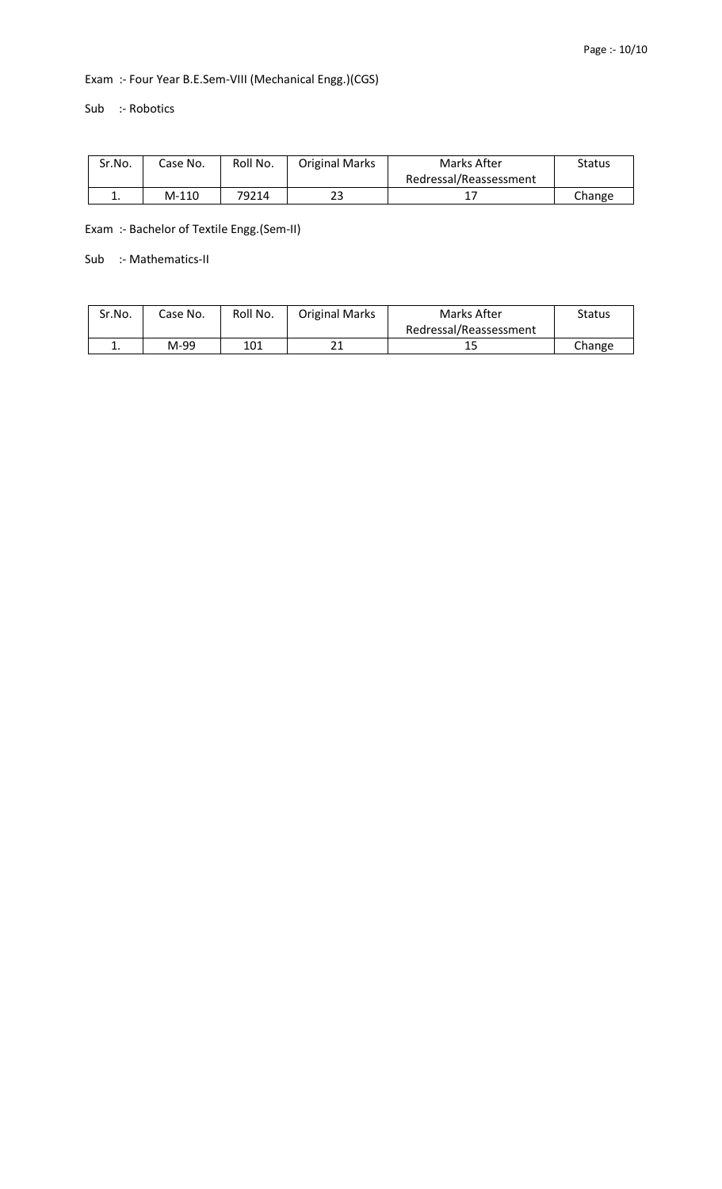Exam :- Four Year B.E.Sem-VIII (Mechanical Engg.)(CGS)

Sub :- Robotics

| Sr.No. | Case No. | Roll No. | Original Marks | Marks After Redressal/Reassessment | Status |
|---|---|---|---|---|---|
| 1. | M-110 | 79214 | 23 | 17 | Change |

Exam :- Bachelor of Textile Engg.(Sem-II)

Sub :- Mathematics-II

| Sr.No. | Case No. | Roll No. | Original Marks | Marks After Redressal/Reassessment | Status |
|---|---|---|---|---|---|
| 1. | M-99 | 101 | 21 | 15 | Change |